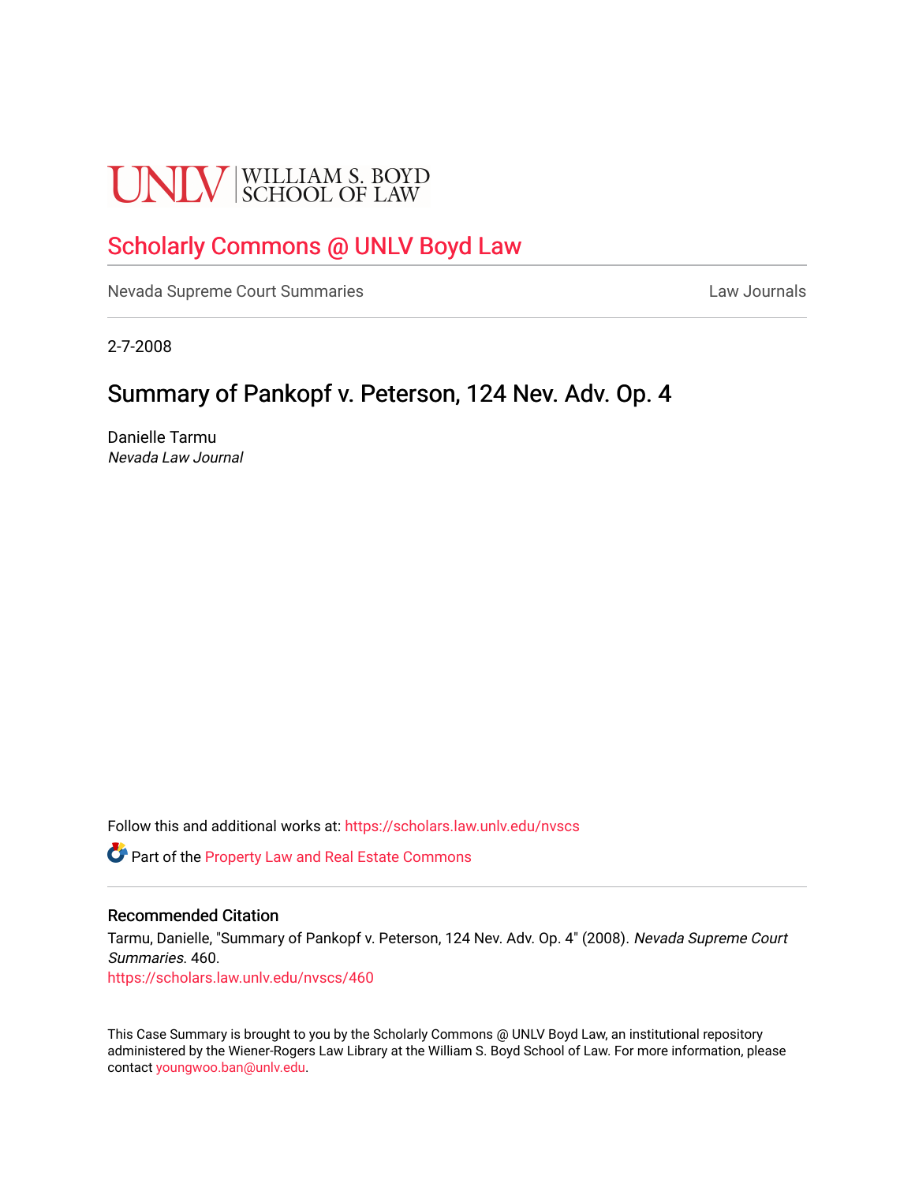UNLV | WILLIAM S. BOYD SCHOOL OF LAW

# Scholarly Commons @ UNLV Boyd Law

Nevada Supreme Court Summaries

Law Journals

2-7-2008

## Summary of Pankopf v. Peterson, 124 Nev. Adv. Op. 4

Danielle Tarmu
*Nevada Law Journal*

Follow this and additional works at: https://scholars.law.unlv.edu/nvscs

Part of the Property Law and Real Estate Commons

### Recommended Citation

Tarmu, Danielle, "Summary of Pankopf v. Peterson, 124 Nev. Adv. Op. 4" (2008). *Nevada Supreme Court Summaries*. 460.
https://scholars.law.unlv.edu/nvscs/460

This Case Summary is brought to you by the Scholarly Commons @ UNLV Boyd Law, an institutional repository administered by the Wiener-Rogers Law Library at the William S. Boyd School of Law. For more information, please contact youngwoo.ban@unlv.edu.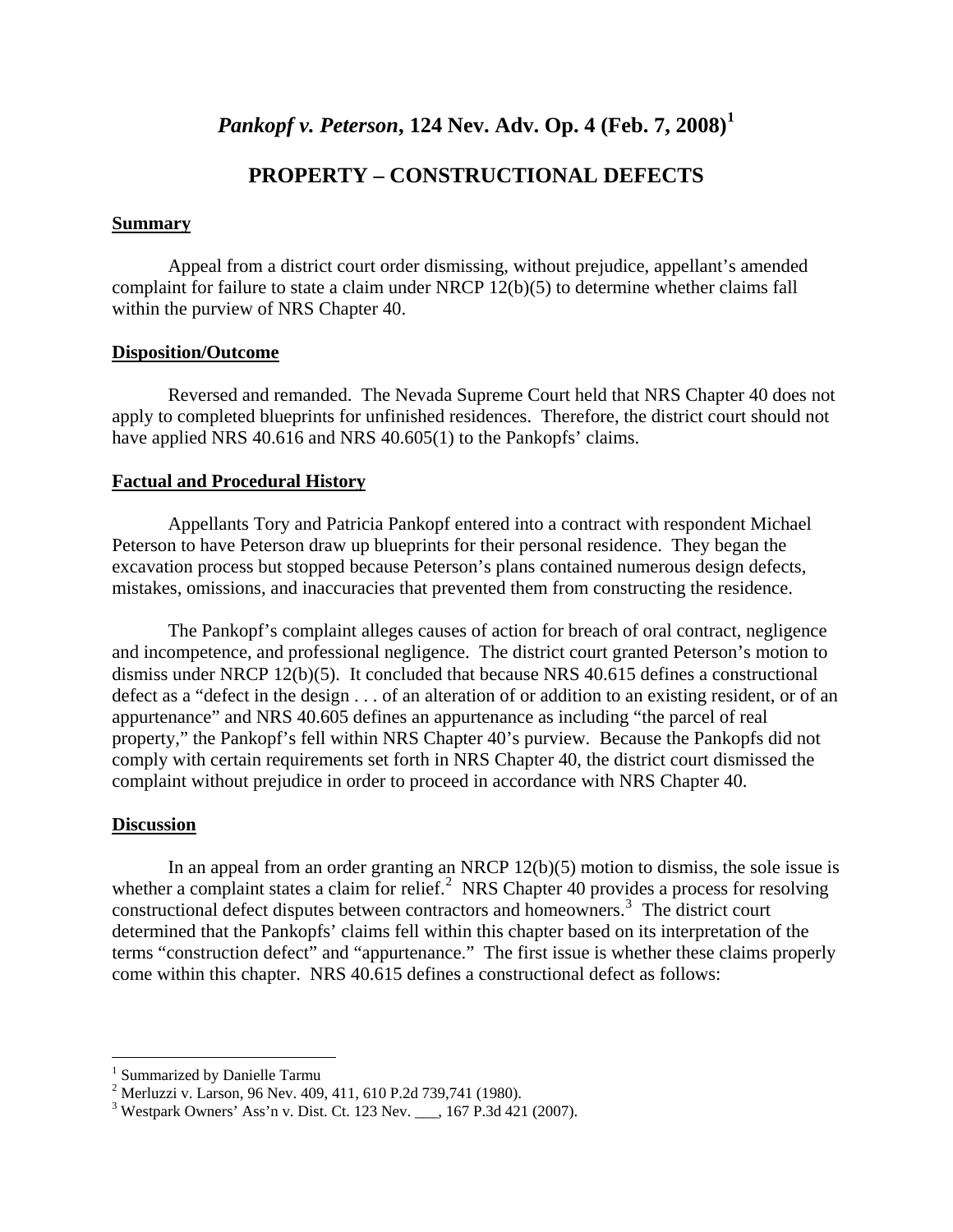# *Pankopf v. Peterson*, 124 Nev. Adv. Op. 4 (Feb. 7, 2008)[1]

## PROPERTY – CONSTRUCTIONAL DEFECTS

### Summary

Appeal from a district court order dismissing, without prejudice, appellant's amended complaint for failure to state a claim under NRCP 12(b)(5) to determine whether claims fall within the purview of NRS Chapter 40.

### Disposition/Outcome

Reversed and remanded. The Nevada Supreme Court held that NRS Chapter 40 does not apply to completed blueprints for unfinished residences. Therefore, the district court should not have applied NRS 40.616 and NRS 40.605(1) to the Pankopfs' claims.

### Factual and Procedural History

Appellants Tory and Patricia Pankopf entered into a contract with respondent Michael Peterson to have Peterson draw up blueprints for their personal residence. They began the excavation process but stopped because Peterson's plans contained numerous design defects, mistakes, omissions, and inaccuracies that prevented them from constructing the residence.

The Pankopf's complaint alleges causes of action for breach of oral contract, negligence and incompetence, and professional negligence. The district court granted Peterson's motion to dismiss under NRCP 12(b)(5). It concluded that because NRS 40.615 defines a constructional defect as a "defect in the design . . . of an alteration of or addition to an existing resident, or of an appurtenance" and NRS 40.605 defines an appurtenance as including "the parcel of real property," the Pankopf's fell within NRS Chapter 40's purview. Because the Pankopfs did not comply with certain requirements set forth in NRS Chapter 40, the district court dismissed the complaint without prejudice in order to proceed in accordance with NRS Chapter 40.

### Discussion

In an appeal from an order granting an NRCP 12(b)(5) motion to dismiss, the sole issue is whether a complaint states a claim for relief.[2] NRS Chapter 40 provides a process for resolving constructional defect disputes between contractors and homeowners.[3] The district court determined that the Pankopfs' claims fell within this chapter based on its interpretation of the terms "construction defect" and "appurtenance." The first issue is whether these claims properly come within this chapter. NRS 40.615 defines a constructional defect as follows:

---

[1] Summarized by Danielle Tarmu

[2] Merluzzi v. Larson, 96 Nev. 409, 411, 610 P.2d 739,741 (1980).

[3] Westpark Owners' Ass'n v. Dist. Ct. 123 Nev. ___, 167 P.3d 421 (2007).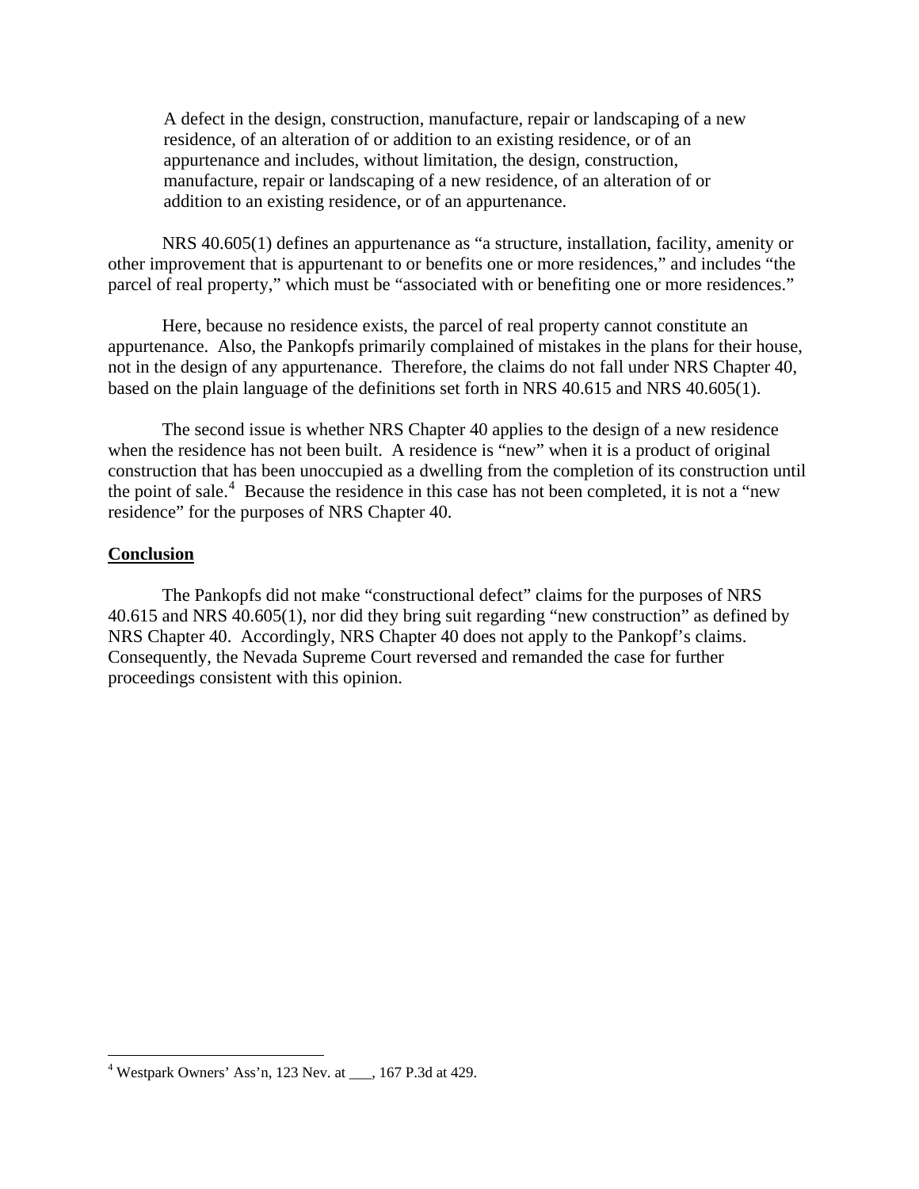> A defect in the design, construction, manufacture, repair or landscaping of a new residence, of an alteration of or addition to an existing residence, or of an appurtenance and includes, without limitation, the design, construction, manufacture, repair or landscaping of a new residence, of an alteration of or addition to an existing residence, or of an appurtenance.

NRS 40.605(1) defines an appurtenance as "a structure, installation, facility, amenity or other improvement that is appurtenant to or benefits one or more residences," and includes "the parcel of real property," which must be "associated with or benefiting one or more residences."

Here, because no residence exists, the parcel of real property cannot constitute an appurtenance. Also, the Pankopfs primarily complained of mistakes in the plans for their house, not in the design of any appurtenance. Therefore, the claims do not fall under NRS Chapter 40, based on the plain language of the definitions set forth in NRS 40.615 and NRS 40.605(1).

The second issue is whether NRS Chapter 40 applies to the design of a new residence when the residence has not been built. A residence is "new" when it is a product of original construction that has been unoccupied as a dwelling from the completion of its construction until the point of sale.[4] Because the residence in this case has not been completed, it is not a "new residence" for the purposes of NRS Chapter 40.

## Conclusion

The Pankopfs did not make "constructional defect" claims for the purposes of NRS 40.615 and NRS 40.605(1), nor did they bring suit regarding "new construction" as defined by NRS Chapter 40. Accordingly, NRS Chapter 40 does not apply to the Pankopf's claims. Consequently, the Nevada Supreme Court reversed and remanded the case for further proceedings consistent with this opinion.

---

[4] Westpark Owners' Ass'n, 123 Nev. at ___, 167 P.3d at 429.